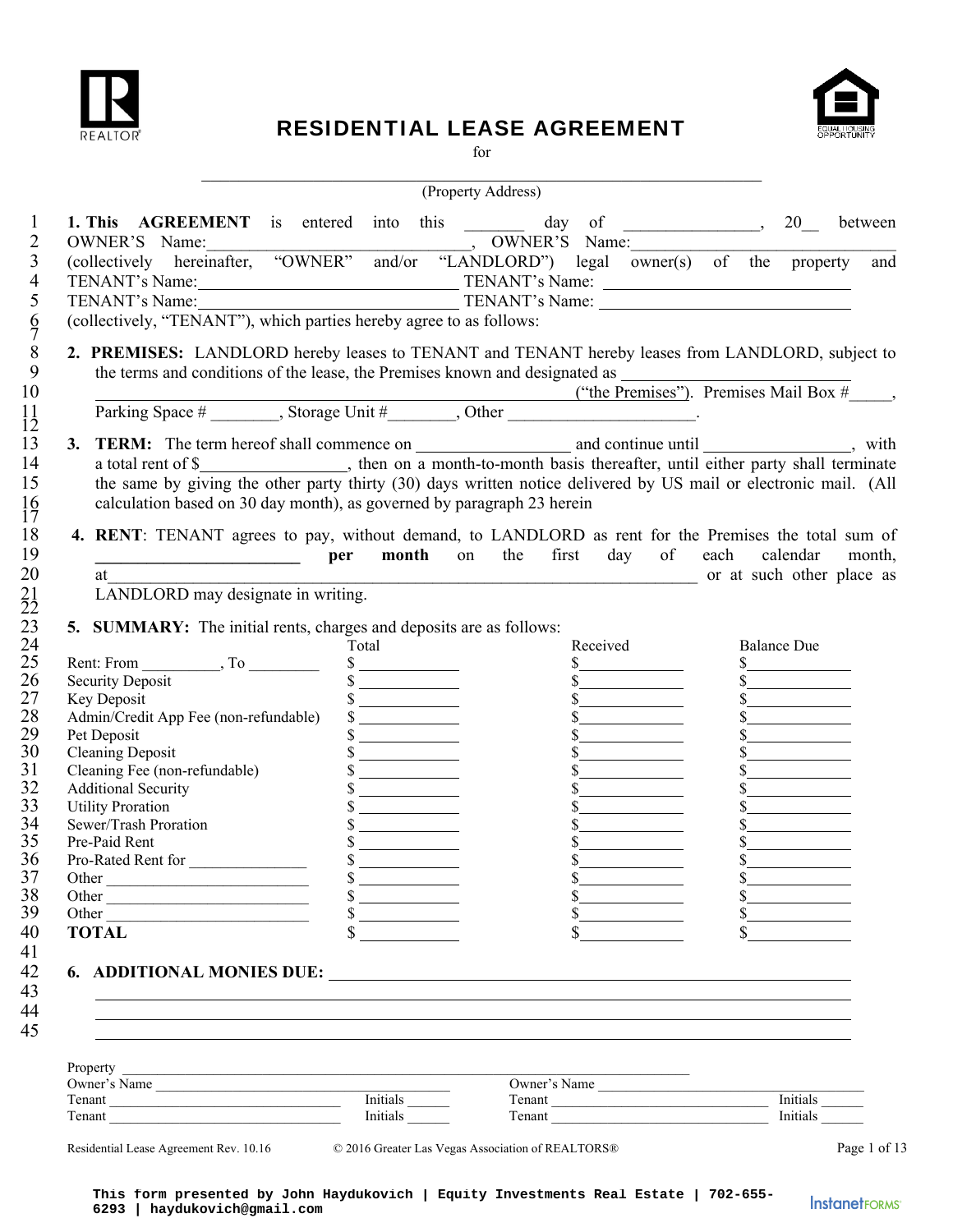# RESIDENTIAL LEASE AGREEMENT

for

______________________________________________________________

(Property Address)

**1. This AGREEMENT** is entered into this _______ day of _______________, 20__ between OWNER'S Name:______________________________, OWNER'S Name:______________________________ (collectively hereinafter, "OWNER" and/or "LANDLORD") legal owner(s) of the property and TENANT's Name:______________________________ TENANT's Name: ______________________________ TENANT's Name:______________________________ TENANT's Name: ______________________________ (collectively, "TENANT"), which parties hereby agree to as follows:

**2. PREMISES:** LANDLORD hereby leases to TENANT and TENANT hereby leases from LANDLORD, subject to the terms and conditions of the lease, the Premises known and designated as ______________________________ ______________________________________________________ ("the Premises"). Premises Mail Box #_____, Parking Space # ________, Storage Unit #________, Other ______________________.

**3. TERM:** The term hereof shall commence on _________________ and continue until _________________, with a total rent of $_________________, then on a month-to-month basis thereafter, until either party shall terminate the same by giving the other party thirty (30) days written notice delivered by US mail or electronic mail. (All calculation based on 30 day month), as governed by paragraph 23 herein

**4. RENT**: TENANT agrees to pay, without demand, to LANDLORD as rent for the Premises the total sum of ________________________ **per month** on the first day of each calendar month, at ______________________________________________________ or at such other place as LANDLORD may designate in writing.

**5. SUMMARY:** The initial rents, charges and deposits are as follows:

| | Total | Received | Balance Due |
|---|---|---|---|
| Rent: From __________, To _________ | $ ___________ | $___________ | $___________ |
| Security Deposit | $ ___________ | $___________ | $___________ |
| Key Deposit | $ ___________ | $___________ | $___________ |
| Admin/Credit App Fee (non-refundable) | $ ___________ | $___________ | $___________ |
| Pet Deposit | $ ___________ | $___________ | $___________ |
| Cleaning Deposit | $ ___________ | $___________ | $___________ |
| Cleaning Fee (non-refundable) | $ ___________ | $___________ | $___________ |
| Additional Security | $ ___________ | $___________ | $___________ |
| Utility Proration | $ ___________ | $___________ | $___________ |
| Sewer/Trash Proration | $ ___________ | $___________ | $___________ |
| Pre-Paid Rent | $ ___________ | $___________ | $___________ |
| Pro-Rated Rent for _______________ | $ ___________ | $___________ | $___________ |
| Other _________________________ | $ ___________ | $___________ | $___________ |
| Other _________________________ | $ ___________ | $___________ | $___________ |
| Other _________________________ | $ ___________ | $___________ | $___________ |
| **TOTAL** | $ ___________ | $___________ | $___________ |

**6. ADDITIONAL MONIES DUE:** ______________________________________________________

______________________________________________________________

______________________________________________________________

______________________________________________________________

Property ______________________________________________________
Owner's Name ______________________________ Owner's Name ______________________________
Tenant ______________________________ Initials ______ Tenant ______________________________ Initials ______
Tenant ______________________________ Initials ______ Tenant ______________________________ Initials ______

Residential Lease Agreement Rev. 10.16 © 2016 Greater Las Vegas Association of REALTORS®

This form presented by John Haydukovich | Equity Investments Real Estate | 702-655-6293 | haydukovich@gmail.com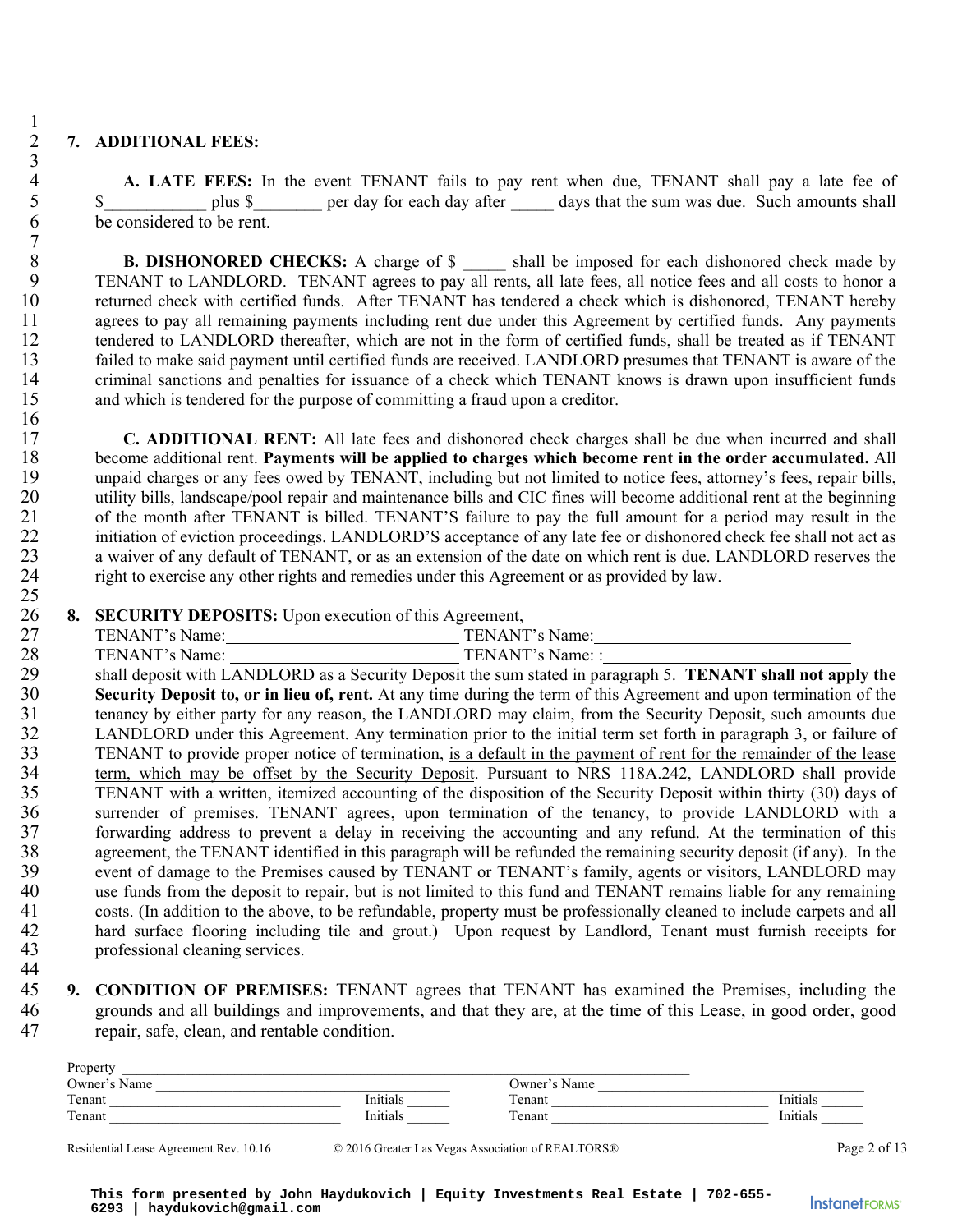## 7. ADDITIONAL FEES:

**A. LATE FEES:** In the event TENANT fails to pay rent when due, TENANT shall pay a late fee of $____________ plus $________ per day for each day after _____ days that the sum was due. Such amounts shall be considered to be rent.

**B. DISHONORED CHECKS:** A charge of $ _____ shall be imposed for each dishonored check made by TENANT to LANDLORD. TENANT agrees to pay all rents, all late fees, all notice fees and all costs to honor a returned check with certified funds. After TENANT has tendered a check which is dishonored, TENANT hereby agrees to pay all remaining payments including rent due under this Agreement by certified funds. Any payments tendered to LANDLORD thereafter, which are not in the form of certified funds, shall be treated as if TENANT failed to make said payment until certified funds are received. LANDLORD presumes that TENANT is aware of the criminal sanctions and penalties for issuance of a check which TENANT knows is drawn upon insufficient funds and which is tendered for the purpose of committing a fraud upon a creditor.

**C. ADDITIONAL RENT:** All late fees and dishonored check charges shall be due when incurred and shall become additional rent. **Payments will be applied to charges which become rent in the order accumulated.** All unpaid charges or any fees owed by TENANT, including but not limited to notice fees, attorney's fees, repair bills, utility bills, landscape/pool repair and maintenance bills and CIC fines will become additional rent at the beginning of the month after TENANT is billed. TENANT'S failure to pay the full amount for a period may result in the initiation of eviction proceedings. LANDLORD'S acceptance of any late fee or dishonored check fee shall not act as a waiver of any default of TENANT, or as an extension of the date on which rent is due. LANDLORD reserves the right to exercise any other rights and remedies under this Agreement or as provided by law.

## 8. SECURITY DEPOSITS:

Upon execution of this Agreement,

TENANT's Name:____________________________ TENANT's Name:______________________________
TENANT's Name: ____________________________ TENANT's Name: :_____________________________

shall deposit with LANDLORD as a Security Deposit the sum stated in paragraph 5. **TENANT shall not apply the Security Deposit to, or in lieu of, rent.** At any time during the term of this Agreement and upon termination of the tenancy by either party for any reason, the LANDLORD may claim, from the Security Deposit, such amounts due LANDLORD under this Agreement. Any termination prior to the initial term set forth in paragraph 3, or failure of TENANT to provide proper notice of termination, <u>is a default in the payment of rent for the remainder of the lease term, which may be offset by the Security Deposit</u>. Pursuant to NRS 118A.242, LANDLORD shall provide TENANT with a written, itemized accounting of the disposition of the Security Deposit within thirty (30) days of surrender of premises. TENANT agrees, upon termination of the tenancy, to provide LANDLORD with a forwarding address to prevent a delay in receiving the accounting and any refund. At the termination of this agreement, the TENANT identified in this paragraph will be refunded the remaining security deposit (if any). In the event of damage to the Premises caused by TENANT or TENANT's family, agents or visitors, LANDLORD may use funds from the deposit to repair, but is not limited to this fund and TENANT remains liable for any remaining costs. (In addition to the above, to be refundable, property must be professionally cleaned to include carpets and all hard surface flooring including tile and grout.) Upon request by Landlord, Tenant must furnish receipts for professional cleaning services.

## 9. CONDITION OF PREMISES:

TENANT agrees that TENANT has examined the Premises, including the grounds and all buildings and improvements, and that they are, at the time of this Lease, in good order, good repair, safe, clean, and rentable condition.

Property ____________________________________________________________________________
Owner's Name ______________________________ Owner's Name ______________________________
Tenant ______________________________ Initials ______ Tenant ______________________________ Initials ______
Tenant ______________________________ Initials ______ Tenant ______________________________ Initials ______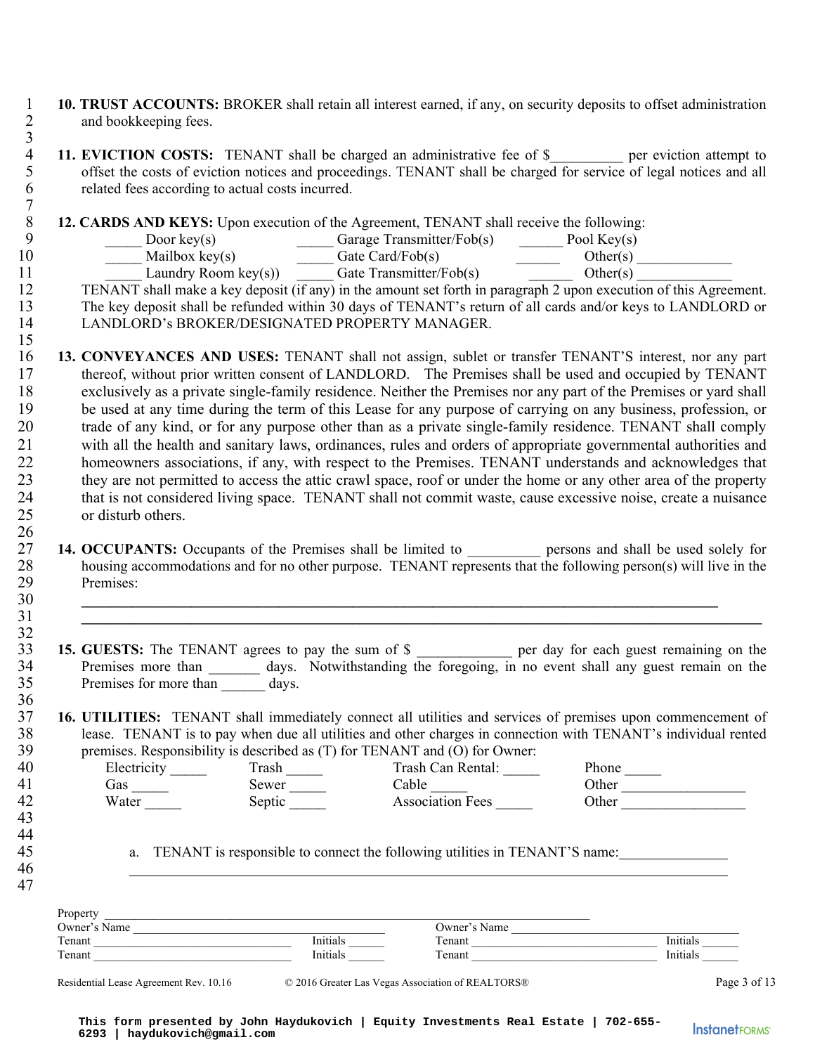**10. TRUST ACCOUNTS:** BROKER shall retain all interest earned, if any, on security deposits to offset administration and bookkeeping fees.

**11. EVICTION COSTS:** TENANT shall be charged an administrative fee of $_________ per eviction attempt to offset the costs of eviction notices and proceedings. TENANT shall be charged for service of legal notices and all related fees according to actual costs incurred.

**12. CARDS AND KEYS:** Upon execution of the Agreement, TENANT shall receive the following:

| | | |
|---|---|---|
| _____ Door key(s) | _____ Garage Transmitter/Fob(s) | ______ Pool Key(s) |
| _____ Mailbox key(s) | _____ Gate Card/Fob(s) | ______ Other(s) _____________ |
| _____ Laundry Room key(s)) | _____ Gate Transmitter/Fob(s) | ______ Other(s) _____________ |

TENANT shall make a key deposit (if any) in the amount set forth in paragraph 2 upon execution of this Agreement. The key deposit shall be refunded within 30 days of TENANT's return of all cards and/or keys to LANDLORD or LANDLORD's BROKER/DESIGNATED PROPERTY MANAGER.

**13. CONVEYANCES AND USES:** TENANT shall not assign, sublet or transfer TENANT'S interest, nor any part thereof, without prior written consent of LANDLORD. The Premises shall be used and occupied by TENANT exclusively as a private single-family residence. Neither the Premises nor any part of the Premises or yard shall be used at any time during the term of this Lease for any purpose of carrying on any business, profession, or trade of any kind, or for any purpose other than as a private single-family residence. TENANT shall comply with all the health and sanitary laws, ordinances, rules and orders of appropriate governmental authorities and homeowners associations, if any, with respect to the Premises. TENANT understands and acknowledges that they are not permitted to access the attic crawl space, roof or under the home or any other area of the property that is not considered living space. TENANT shall not commit waste, cause excessive noise, create a nuisance or disturb others.

**14. OCCUPANTS:** Occupants of the Premises shall be limited to _________ persons and shall be used solely for housing accommodations and for no other purpose. TENANT represents that the following person(s) will live in the Premises:

______________________________________________________________________________

______________________________________________________________________________

**15. GUESTS:** The TENANT agrees to pay the sum of $ ____________ per day for each guest remaining on the Premises more than _______ days. Notwithstanding the foregoing, in no event shall any guest remain on the Premises for more than ______ days.

**16. UTILITIES:** TENANT shall immediately connect all utilities and services of premises upon commencement of lease. TENANT is to pay when due all utilities and other charges in connection with TENANT's individual rented premises. Responsibility is described as (T) for TENANT and (O) for Owner:

| | | | |
|---|---|---|---|
| Electricity _____ | Trash _____ | Trash Can Rental: _____ | Phone _____ |
| Gas _____ | Sewer _____ | Cable _____ | Other _________________ |
| Water _____ | Septic _____ | Association Fees _____ | Other _________________ |

a. TENANT is responsible to connect the following utilities in TENANT'S name: ______________

______________________________________________________________________________

Property ______________________________________________________________________
Owner's Name ______________________________ Owner's Name ______________________________
Tenant ______________________________ Initials _____ Tenant ______________________________ Initials _____
Tenant ______________________________ Initials _____ Tenant ______________________________ Initials _____

Residential Lease Agreement Rev. 10.16 © 2016 Greater Las Vegas Association of REALTORS®

This form presented by John Haydukovich | Equity Investments Real Estate | 702-655-6293 | haydukovich@gmail.com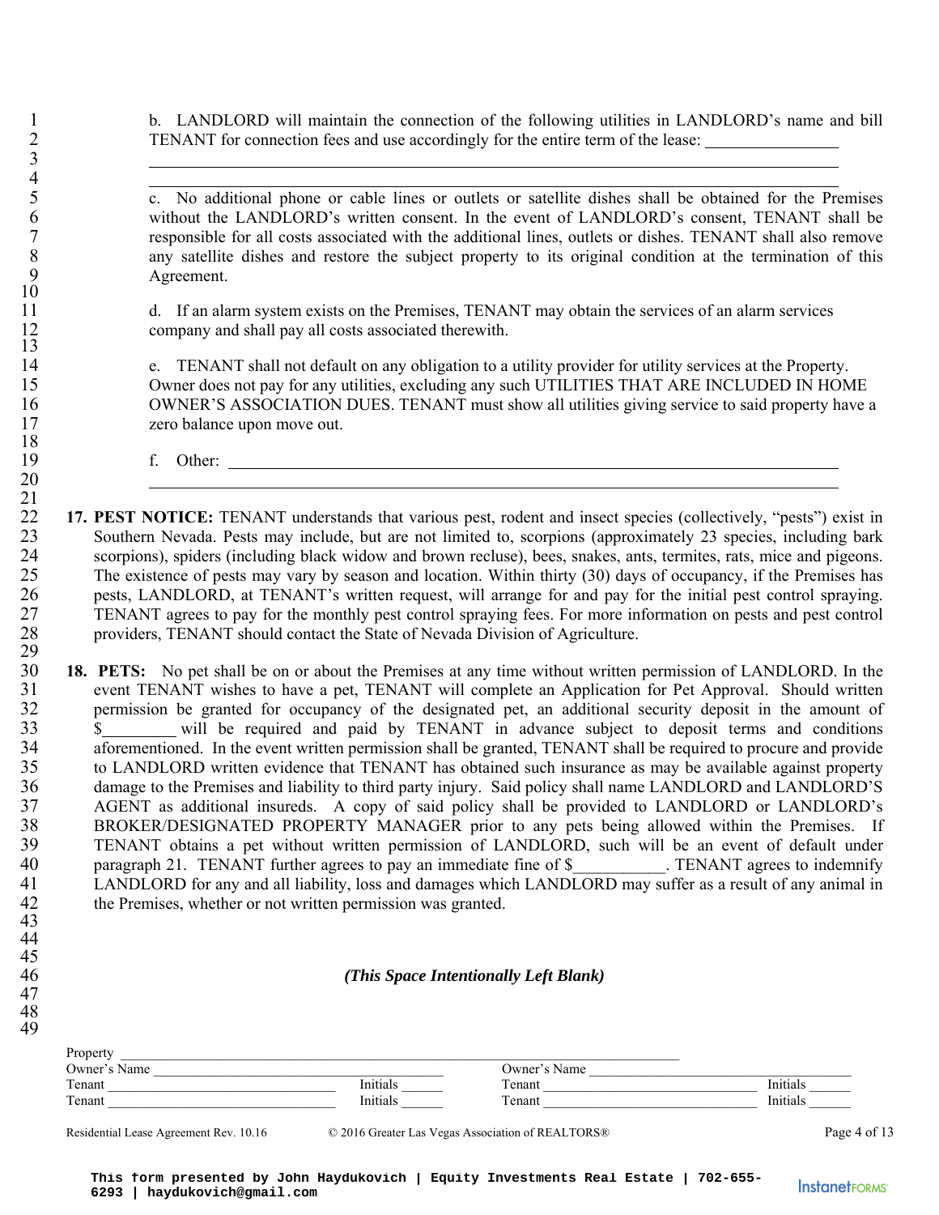b. LANDLORD will maintain the connection of the following utilities in LANDLORD's name and bill TENANT for connection fees and use accordingly for the entire term of the lease: ________________

______________________________________________________________________________

______________________________________________________________________________

c. No additional phone or cable lines or outlets or satellite dishes shall be obtained for the Premises without the LANDLORD's written consent. In the event of LANDLORD's consent, TENANT shall be responsible for all costs associated with the additional lines, outlets or dishes. TENANT shall also remove any satellite dishes and restore the subject property to its original condition at the termination of this Agreement.

d. If an alarm system exists on the Premises, TENANT may obtain the services of an alarm services company and shall pay all costs associated therewith.

e. TENANT shall not default on any obligation to a utility provider for utility services at the Property. Owner does not pay for any utilities, excluding any such UTILITIES THAT ARE INCLUDED IN HOME OWNER'S ASSOCIATION DUES. TENANT must show all utilities giving service to said property have a zero balance upon move out.

f. Other: ______________________________________________________________________

______________________________________________________________________________

**17. PEST NOTICE:** TENANT understands that various pest, rodent and insect species (collectively, "pests") exist in Southern Nevada. Pests may include, but are not limited to, scorpions (approximately 23 species, including bark scorpions), spiders (including black widow and brown recluse), bees, snakes, ants, termites, rats, mice and pigeons. The existence of pests may vary by season and location. Within thirty (30) days of occupancy, if the Premises has pests, LANDLORD, at TENANT's written request, will arrange for and pay for the initial pest control spraying. TENANT agrees to pay for the monthly pest control spraying fees. For more information on pests and pest control providers, TENANT should contact the State of Nevada Division of Agriculture.

**18. PETS:** No pet shall be on or about the Premises at any time without written permission of LANDLORD. In the event TENANT wishes to have a pet, TENANT will complete an Application for Pet Approval. Should written permission be granted for occupancy of the designated pet, an additional security deposit in the amount of $_________ will be required and paid by TENANT in advance subject to deposit terms and conditions aforementioned. In the event written permission shall be granted, TENANT shall be required to procure and provide to LANDLORD written evidence that TENANT has obtained such insurance as may be available against property damage to the Premises and liability to third party injury. Said policy shall name LANDLORD and LANDLORD'S AGENT as additional insureds. A copy of said policy shall be provided to LANDLORD or LANDLORD's BROKER/DESIGNATED PROPERTY MANAGER prior to any pets being allowed within the Premises. If TENANT obtains a pet without written permission of LANDLORD, such will be an event of default under paragraph 21. TENANT further agrees to pay an immediate fine of $___________. TENANT agrees to indemnify LANDLORD for any and all liability, loss and damages which LANDLORD may suffer as a result of any animal in the Premises, whether or not written permission was granted.

*(This Space Intentionally Left Blank)*

Property ____________________________________________________________

Owner's Name ________________________________ Owner's Name ________________________________

Tenant ______________________________ Initials ______ Tenant ______________________________ Initials ______

Tenant ______________________________ Initials ______ Tenant ______________________________ Initials ______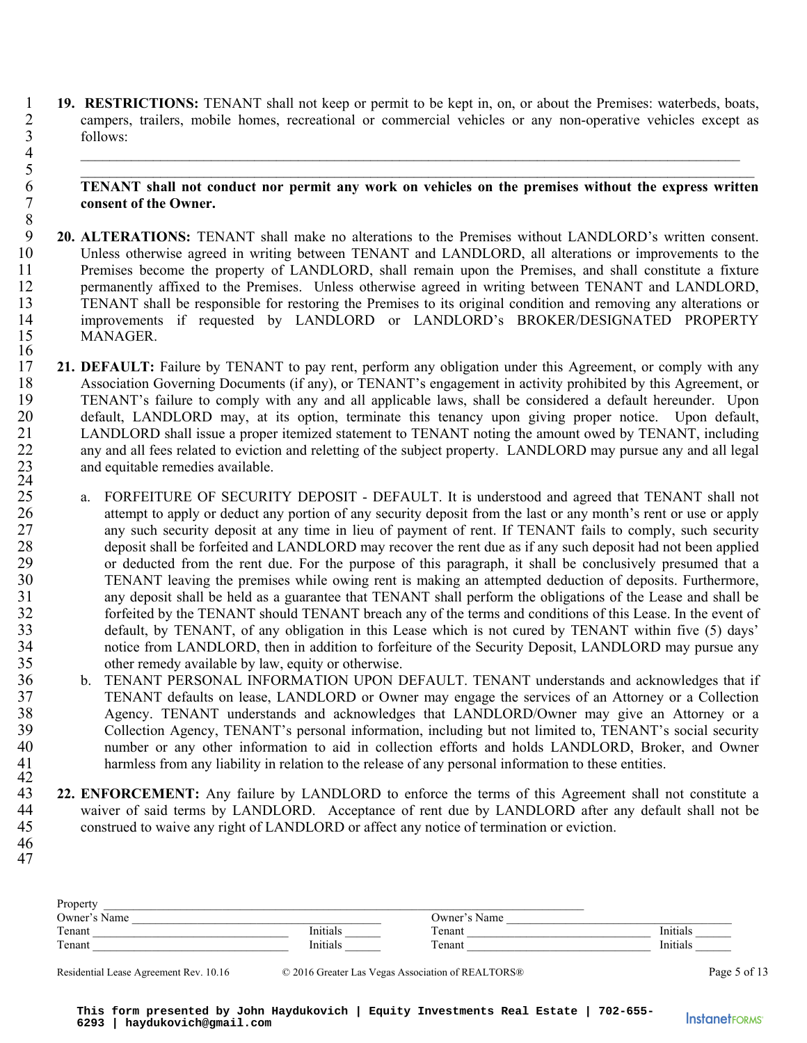**19. RESTRICTIONS:** TENANT shall not keep or permit to be kept in, on, or about the Premises: waterbeds, boats, campers, trailers, mobile homes, recreational or commercial vehicles or any non-operative vehicles except as follows:

\_\_\_\_\_\_\_\_\_\_\_\_\_\_\_\_\_\_\_\_\_\_\_\_\_\_\_\_\_\_\_\_\_\_\_\_\_\_\_\_\_\_\_\_\_\_\_\_\_\_\_\_\_\_\_\_\_\_\_\_\_\_\_\_\_\_\_\_\_\_\_\_\_\_\_\_\_\_

\_\_\_\_\_\_\_\_\_\_\_\_\_\_\_\_\_\_\_\_\_\_\_\_\_\_\_\_\_\_\_\_\_\_\_\_\_\_\_\_\_\_\_\_\_\_\_\_\_\_\_\_\_\_\_\_\_\_\_\_\_\_\_\_\_\_\_\_\_\_\_\_\_\_\_\_\_\_

**TENANT shall not conduct nor permit any work on vehicles on the premises without the express written consent of the Owner.**

**20. ALTERATIONS:** TENANT shall make no alterations to the Premises without LANDLORD's written consent. Unless otherwise agreed in writing between TENANT and LANDLORD, all alterations or improvements to the Premises become the property of LANDLORD, shall remain upon the Premises, and shall constitute a fixture permanently affixed to the Premises. Unless otherwise agreed in writing between TENANT and LANDLORD, TENANT shall be responsible for restoring the Premises to its original condition and removing any alterations or improvements if requested by LANDLORD or LANDLORD's BROKER/DESIGNATED PROPERTY MANAGER.

**21. DEFAULT:** Failure by TENANT to pay rent, perform any obligation under this Agreement, or comply with any Association Governing Documents (if any), or TENANT's engagement in activity prohibited by this Agreement, or TENANT's failure to comply with any and all applicable laws, shall be considered a default hereunder. Upon default, LANDLORD may, at its option, terminate this tenancy upon giving proper notice. Upon default, LANDLORD shall issue a proper itemized statement to TENANT noting the amount owed by TENANT, including any and all fees related to eviction and reletting of the subject property. LANDLORD may pursue any and all legal and equitable remedies available.

a. FORFEITURE OF SECURITY DEPOSIT - DEFAULT. It is understood and agreed that TENANT shall not attempt to apply or deduct any portion of any security deposit from the last or any month's rent or use or apply any such security deposit at any time in lieu of payment of rent. If TENANT fails to comply, such security deposit shall be forfeited and LANDLORD may recover the rent due as if any such deposit had not been applied or deducted from the rent due. For the purpose of this paragraph, it shall be conclusively presumed that a TENANT leaving the premises while owing rent is making an attempted deduction of deposits. Furthermore, any deposit shall be held as a guarantee that TENANT shall perform the obligations of the Lease and shall be forfeited by the TENANT should TENANT breach any of the terms and conditions of this Lease. In the event of default, by TENANT, of any obligation in this Lease which is not cured by TENANT within five (5) days' notice from LANDLORD, then in addition to forfeiture of the Security Deposit, LANDLORD may pursue any other remedy available by law, equity or otherwise.

b. TENANT PERSONAL INFORMATION UPON DEFAULT. TENANT understands and acknowledges that if TENANT defaults on lease, LANDLORD or Owner may engage the services of an Attorney or a Collection Agency. TENANT understands and acknowledges that LANDLORD/Owner may give an Attorney or a Collection Agency, TENANT's personal information, including but not limited to, TENANT's social security number or any other information to aid in collection efforts and holds LANDLORD, Broker, and Owner harmless from any liability in relation to the release of any personal information to these entities.

**22. ENFORCEMENT:** Any failure by LANDLORD to enforce the terms of this Agreement shall not constitute a waiver of said terms by LANDLORD. Acceptance of rent due by LANDLORD after any default shall not be construed to waive any right of LANDLORD or affect any notice of termination or eviction.

Property \_\_\_\_\_\_\_\_\_\_\_\_\_\_\_\_\_\_\_\_\_\_\_\_\_\_\_\_\_\_\_\_\_\_\_\_\_\_\_\_\_\_\_\_\_\_\_\_\_\_\_\_\_\_\_\_\_\_\_\_\_\_\_\_

Owner's Name \_\_\_\_\_\_\_\_\_\_\_\_\_\_\_\_\_\_\_\_\_\_\_\_\_\_\_\_\_\_\_\_ Owner's Name \_\_\_\_\_\_\_\_\_\_\_\_\_\_\_\_\_\_\_\_\_\_\_\_\_\_\_\_\_\_\_\_

Tenant \_\_\_\_\_\_\_\_\_\_\_\_\_\_\_\_\_\_\_\_\_\_\_\_\_\_\_\_ Initials \_\_\_\_\_\_ Tenant \_\_\_\_\_\_\_\_\_\_\_\_\_\_\_\_\_\_\_\_\_\_\_\_\_\_\_\_ Initials \_\_\_\_\_\_

Tenant \_\_\_\_\_\_\_\_\_\_\_\_\_\_\_\_\_\_\_\_\_\_\_\_\_\_\_\_ Initials \_\_\_\_\_\_ Tenant \_\_\_\_\_\_\_\_\_\_\_\_\_\_\_\_\_\_\_\_\_\_\_\_\_\_\_\_ Initials \_\_\_\_\_\_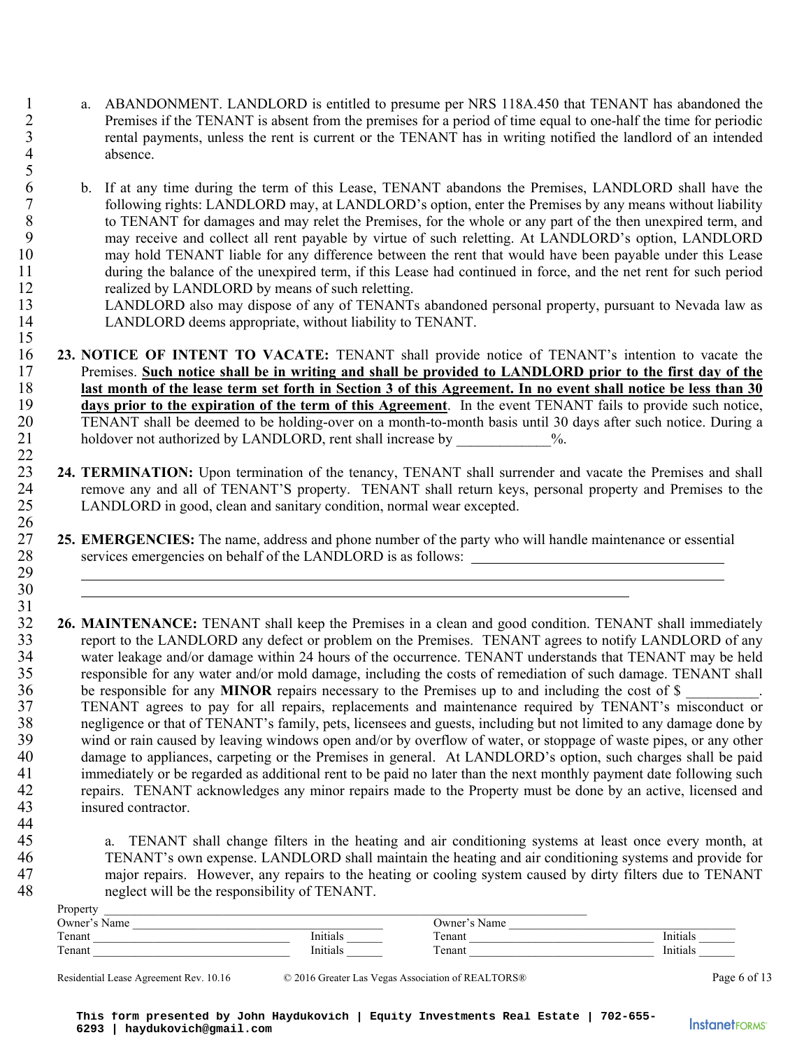a. ABANDONMENT. LANDLORD is entitled to presume per NRS 118A.450 that TENANT has abandoned the Premises if the TENANT is absent from the premises for a period of time equal to one-half the time for periodic rental payments, unless the rent is current or the TENANT has in writing notified the landlord of an intended absence.

b. If at any time during the term of this Lease, TENANT abandons the Premises, LANDLORD shall have the following rights: LANDLORD may, at LANDLORD's option, enter the Premises by any means without liability to TENANT for damages and may relet the Premises, for the whole or any part of the then unexpired term, and may receive and collect all rent payable by virtue of such reletting. At LANDLORD's option, LANDLORD may hold TENANT liable for any difference between the rent that would have been payable under this Lease during the balance of the unexpired term, if this Lease had continued in force, and the net rent for such period realized by LANDLORD by means of such reletting.
LANDLORD also may dispose of any of TENANTs abandoned personal property, pursuant to Nevada law as LANDLORD deems appropriate, without liability to TENANT.

**23. NOTICE OF INTENT TO VACATE:** TENANT shall provide notice of TENANT's intention to vacate the Premises. **<u>Such notice shall be in writing and shall be provided to LANDLORD prior to the first day of the last month of the lease term set forth in Section 3 of this Agreement. In no event shall notice be less than 30 days prior to the expiration of the term of this Agreement</u>**. In the event TENANT fails to provide such notice, TENANT shall be deemed to be holding-over on a month-to-month basis until 30 days after such notice. During a holdover not authorized by LANDLORD, rent shall increase by _____________%.

**24. TERMINATION:** Upon termination of the tenancy, TENANT shall surrender and vacate the Premises and shall remove any and all of TENANT'S property. TENANT shall return keys, personal property and Premises to the LANDLORD in good, clean and sanitary condition, normal wear excepted.

**25. EMERGENCIES:** The name, address and phone number of the party who will handle maintenance or essential services emergencies on behalf of the LANDLORD is as follows: ____________________________________
______________________________________________________________________________
__________________________________________________________________

**26. MAINTENANCE:** TENANT shall keep the Premises in a clean and good condition. TENANT shall immediately report to the LANDLORD any defect or problem on the Premises. TENANT agrees to notify LANDLORD of any water leakage and/or damage within 24 hours of the occurrence. TENANT understands that TENANT may be held responsible for any water and/or mold damage, including the costs of remediation of such damage. TENANT shall be responsible for any **MINOR** repairs necessary to the Premises up to and including the cost of $ __________. TENANT agrees to pay for all repairs, replacements and maintenance required by TENANT's misconduct or negligence or that of TENANT's family, pets, licensees and guests, including but not limited to any damage done by wind or rain caused by leaving windows open and/or by overflow of water, or stoppage of waste pipes, or any other damage to appliances, carpeting or the Premises in general. At LANDLORD's option, such charges shall be paid immediately or be regarded as additional rent to be paid no later than the next monthly payment date following such repairs. TENANT acknowledges any minor repairs made to the Property must be done by an active, licensed and insured contractor.

a. TENANT shall change filters in the heating and air conditioning systems at least once every month, at TENANT's own expense. LANDLORD shall maintain the heating and air conditioning systems and provide for major repairs. However, any repairs to the heating or cooling system caused by dirty filters due to TENANT neglect will be the responsibility of TENANT.

Property ______________________________________________
Owner's Name ______________________ Owner's Name ______________________
Tenant ______________________ Initials ______ Tenant ______________________ Initials ______
Tenant ______________________ Initials ______ Tenant ______________________ Initials ______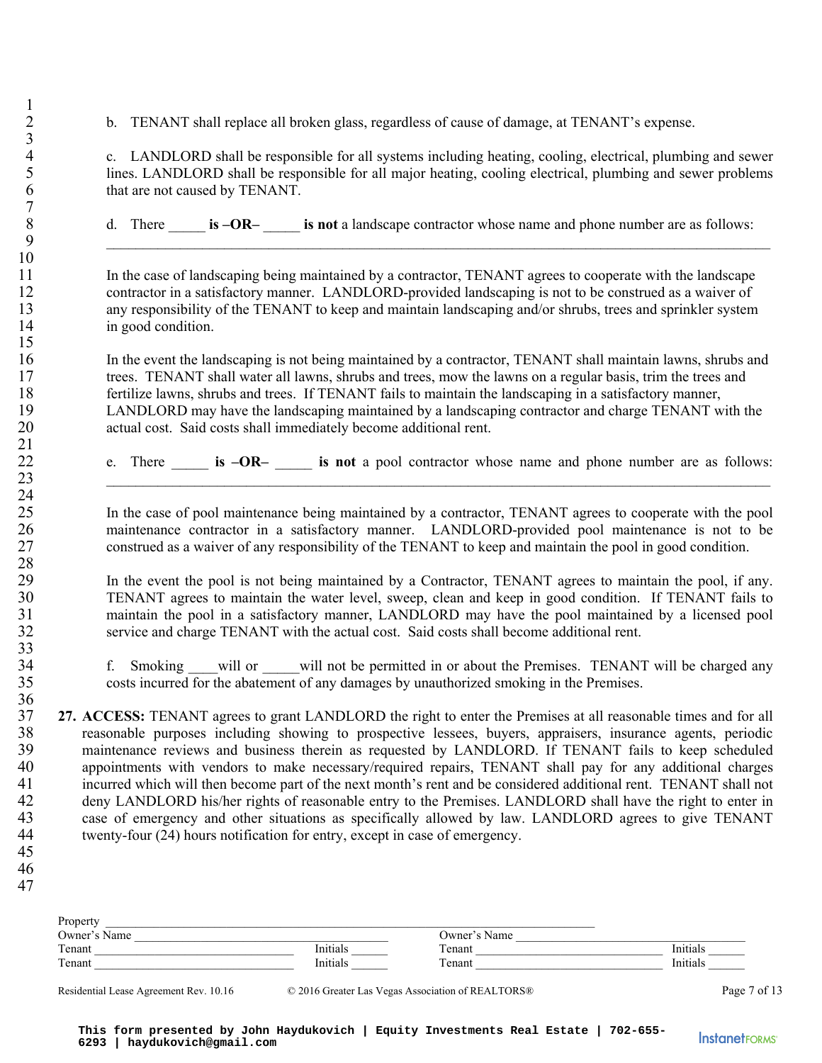b. TENANT shall replace all broken glass, regardless of cause of damage, at TENANT's expense.

c. LANDLORD shall be responsible for all systems including heating, cooling, electrical, plumbing and sewer lines. LANDLORD shall be responsible for all major heating, cooling electrical, plumbing and sewer problems that are not caused by TENANT.

d. There _____ **is –OR–** _____ **is not** a landscape contractor whose name and phone number are as follows: ________________________________________________________________________________

In the case of landscaping being maintained by a contractor, TENANT agrees to cooperate with the landscape contractor in a satisfactory manner. LANDLORD-provided landscaping is not to be construed as a waiver of any responsibility of the TENANT to keep and maintain landscaping and/or shrubs, trees and sprinkler system in good condition.

In the event the landscaping is not being maintained by a contractor, TENANT shall maintain lawns, shrubs and trees. TENANT shall water all lawns, shrubs and trees, mow the lawns on a regular basis, trim the trees and fertilize lawns, shrubs and trees. If TENANT fails to maintain the landscaping in a satisfactory manner, LANDLORD may have the landscaping maintained by a landscaping contractor and charge TENANT with the actual cost. Said costs shall immediately become additional rent.

e. There _____ **is –OR–** _____ **is not** a pool contractor whose name and phone number are as follows: ________________________________________________________________________________

In the case of pool maintenance being maintained by a contractor, TENANT agrees to cooperate with the pool maintenance contractor in a satisfactory manner. LANDLORD-provided pool maintenance is not to be construed as a waiver of any responsibility of the TENANT to keep and maintain the pool in good condition.

In the event the pool is not being maintained by a Contractor, TENANT agrees to maintain the pool, if any. TENANT agrees to maintain the water level, sweep, clean and keep in good condition. If TENANT fails to maintain the pool in a satisfactory manner, LANDLORD may have the pool maintained by a licensed pool service and charge TENANT with the actual cost. Said costs shall become additional rent.

f. Smoking ____will or _____will not be permitted in or about the Premises. TENANT will be charged any costs incurred for the abatement of any damages by unauthorized smoking in the Premises.

**27. ACCESS:** TENANT agrees to grant LANDLORD the right to enter the Premises at all reasonable times and for all reasonable purposes including showing to prospective lessees, buyers, appraisers, insurance agents, periodic maintenance reviews and business therein as requested by LANDLORD. If TENANT fails to keep scheduled appointments with vendors to make necessary/required repairs, TENANT shall pay for any additional charges incurred which will then become part of the next month's rent and be considered additional rent. TENANT shall not deny LANDLORD his/her rights of reasonable entry to the Premises. LANDLORD shall have the right to enter in case of emergency and other situations as specifically allowed by law. LANDLORD agrees to give TENANT twenty-four (24) hours notification for entry, except in case of emergency.

Property ____________________________________________________________
Owner's Name ______________________________ Owner's Name ______________________________
Tenant ______________________ Initials ______ Tenant ______________________ Initials ______
Tenant ______________________ Initials ______ Tenant ______________________ Initials ______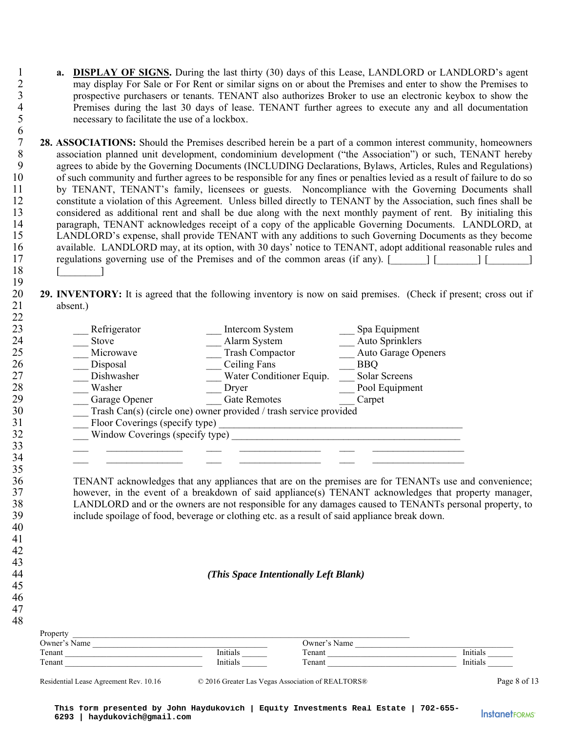a. **DISPLAY OF SIGNS.** During the last thirty (30) days of this Lease, LANDLORD or LANDLORD's agent may display For Sale or For Rent or similar signs on or about the Premises and enter to show the Premises to prospective purchasers or tenants. TENANT also authorizes Broker to use an electronic keybox to show the Premises during the last 30 days of lease. TENANT further agrees to execute any and all documentation necessary to facilitate the use of a lockbox.

**28. ASSOCIATIONS:** Should the Premises described herein be a part of a common interest community, homeowners association planned unit development, condominium development ("the Association") or such, TENANT hereby agrees to abide by the Governing Documents (INCLUDING Declarations, Bylaws, Articles, Rules and Regulations) of such community and further agrees to be responsible for any fines or penalties levied as a result of failure to do so by TENANT, TENANT's family, licensees or guests. Noncompliance with the Governing Documents shall constitute a violation of this Agreement. Unless billed directly to TENANT by the Association, such fines shall be considered as additional rent and shall be due along with the next monthly payment of rent. By initialing this paragraph, TENANT acknowledges receipt of a copy of the applicable Governing Documents. LANDLORD, at LANDLORD's expense, shall provide TENANT with any additions to such Governing Documents as they become available. LANDLORD may, at its option, with 30 days' notice to TENANT, adopt additional reasonable rules and regulations governing use of the Premises and of the common areas (if any). [_______] [_______] [_______] [_______]

**29. INVENTORY:** It is agreed that the following inventory is now on said premises. (Check if present; cross out if absent.)

___ Refrigerator
___ Stove
___ Microwave
___ Disposal
___ Dishwasher
___ Washer
___ Garage Opener
___ Intercom System
___ Alarm System
___ Trash Compactor
___ Ceiling Fans
___ Water Conditioner Equip.
___ Dryer
___ Gate Remotes
___ Spa Equipment
___ Auto Sprinklers
___ Auto Garage Openers
___ BBQ
___ Solar Screens
___ Pool Equipment
___ Carpet
___ Trash Can(s) (circle one) owner provided / trash service provided
___ Floor Coverings (specify type) ______________________________________________
___ Window Coverings (specify type) ____________________________________________
___ _______________ ___ _______________ ___ _______________
___ _______________ ___ _______________ ___ _______________

TENANT acknowledges that any appliances that are on the premises are for TENANTs use and convenience; however, in the event of a breakdown of said appliance(s) TENANT acknowledges that property manager, LANDLORD and or the owners are not responsible for any damages caused to TENANTs personal property, to include spoilage of food, beverage or clothing etc. as a result of said appliance break down.

***(This Space Intentionally Left Blank)***

Property ______________________________________________________________
Owner's Name ____________________________ Owner's Name ____________________________
Tenant ____________________________ Initials ______ Tenant ____________________________ Initials ______
Tenant ____________________________ Initials ______ Tenant ____________________________ Initials ______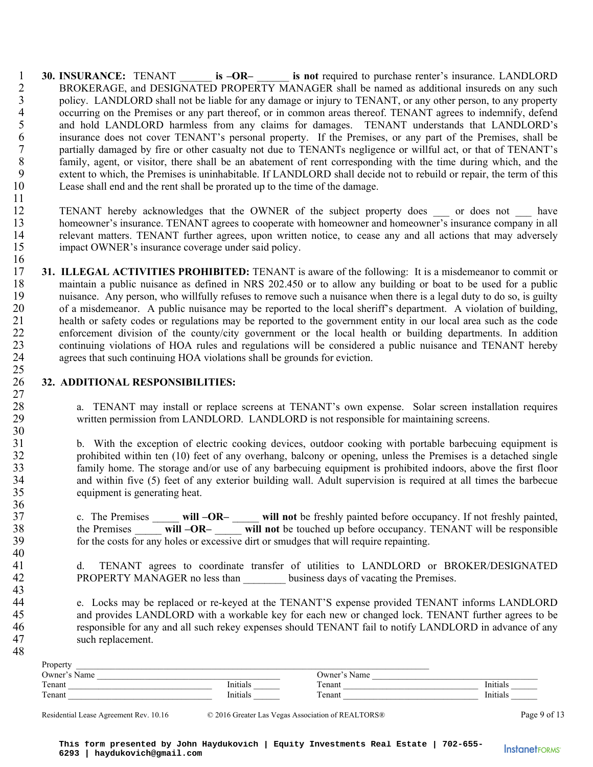**30. INSURANCE:** TENANT ______ **is –OR–** ______ **is not** required to purchase renter's insurance. LANDLORD BROKERAGE, and DESIGNATED PROPERTY MANAGER shall be named as additional insureds on any such policy. LANDLORD shall not be liable for any damage or injury to TENANT, or any other person, to any property occurring on the Premises or any part thereof, or in common areas thereof. TENANT agrees to indemnify, defend and hold LANDLORD harmless from any claims for damages. TENANT understands that LANDLORD's insurance does not cover TENANT's personal property. If the Premises, or any part of the Premises, shall be partially damaged by fire or other casualty not due to TENANTs negligence or willful act, or that of TENANT's family, agent, or visitor, there shall be an abatement of rent corresponding with the time during which, and the extent to which, the Premises is uninhabitable. If LANDLORD shall decide not to rebuild or repair, the term of this Lease shall end and the rent shall be prorated up to the time of the damage.

TENANT hereby acknowledges that the OWNER of the subject property does ___ or does not ___ have homeowner's insurance. TENANT agrees to cooperate with homeowner and homeowner's insurance company in all relevant matters. TENANT further agrees, upon written notice, to cease any and all actions that may adversely impact OWNER's insurance coverage under said policy.

**31. ILLEGAL ACTIVITIES PROHIBITED:** TENANT is aware of the following: It is a misdemeanor to commit or maintain a public nuisance as defined in NRS 202.450 or to allow any building or boat to be used for a public nuisance. Any person, who willfully refuses to remove such a nuisance when there is a legal duty to do so, is guilty of a misdemeanor. A public nuisance may be reported to the local sheriff's department. A violation of building, health or safety codes or regulations may be reported to the government entity in our local area such as the code enforcement division of the county/city government or the local health or building departments. In addition continuing violations of HOA rules and regulations will be considered a public nuisance and TENANT hereby agrees that such continuing HOA violations shall be grounds for eviction.

**32. ADDITIONAL RESPONSIBILITIES:**

a. TENANT may install or replace screens at TENANT's own expense. Solar screen installation requires written permission from LANDLORD. LANDLORD is not responsible for maintaining screens.

b. With the exception of electric cooking devices, outdoor cooking with portable barbecuing equipment is prohibited within ten (10) feet of any overhang, balcony or opening, unless the Premises is a detached single family home. The storage and/or use of any barbecuing equipment is prohibited indoors, above the first floor and within five (5) feet of any exterior building wall. Adult supervision is required at all times the barbecue equipment is generating heat.

c. The Premises _____ **will –OR–** _____ **will not** be freshly painted before occupancy. If not freshly painted, the Premises _____ **will –OR–** _____ **will not** be touched up before occupancy. TENANT will be responsible for the costs for any holes or excessive dirt or smudges that will require repainting.

d. TENANT agrees to coordinate transfer of utilities to LANDLORD or BROKER/DESIGNATED PROPERTY MANAGER no less than ________ business days of vacating the Premises.

e. Locks may be replaced or re-keyed at the TENANT'S expense provided TENANT informs LANDLORD and provides LANDLORD with a workable key for each new or changed lock. TENANT further agrees to be responsible for any and all such rekey expenses should TENANT fail to notify LANDLORD in advance of any such replacement.

Property ________________________________________
Owner's Name ____________________ Owner's Name ____________________
Tenant ____________________ Initials ______ Tenant ____________________ Initials ______
Tenant ____________________ Initials ______ Tenant ____________________ Initials ______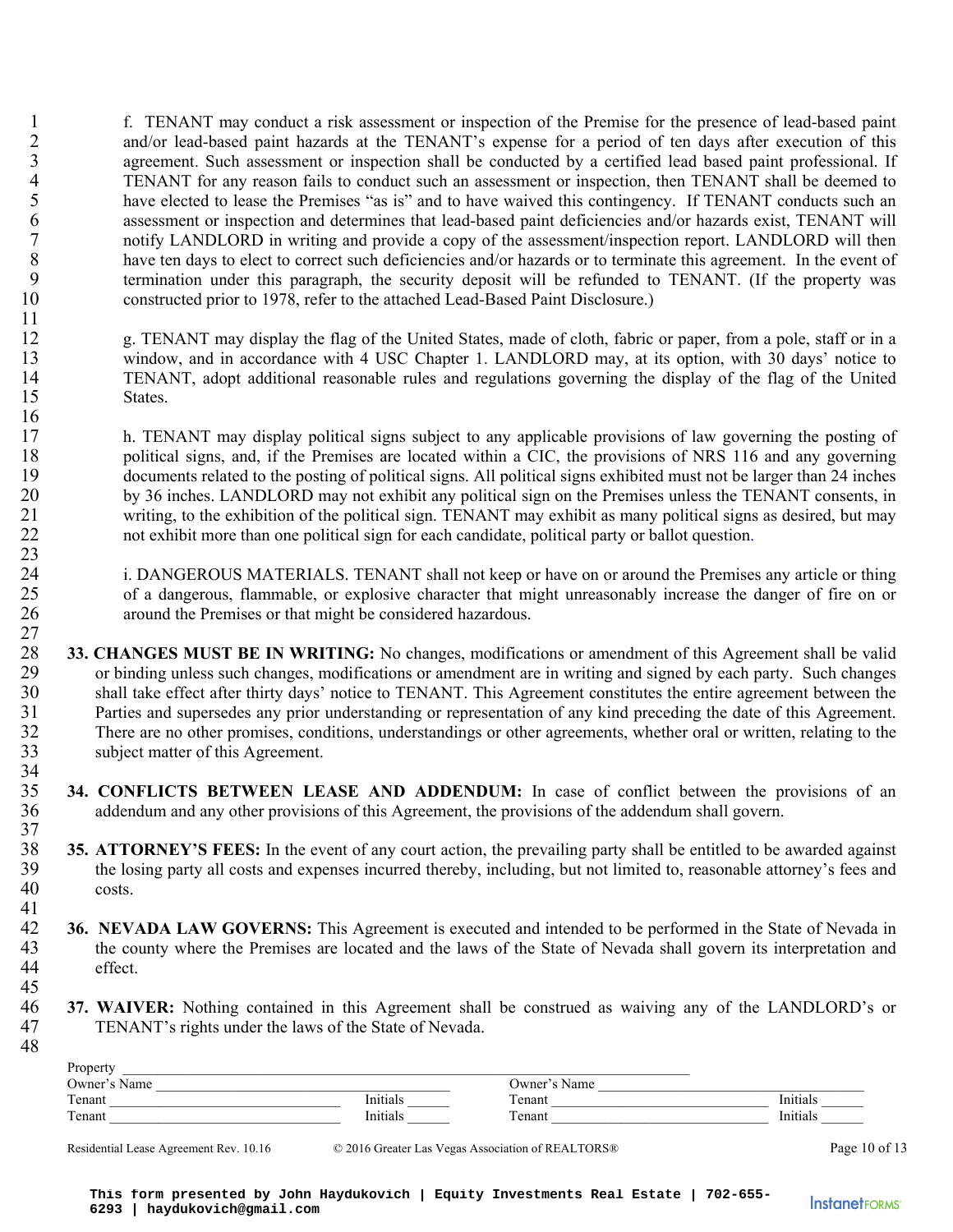f. TENANT may conduct a risk assessment or inspection of the Premise for the presence of lead-based paint and/or lead-based paint hazards at the TENANT's expense for a period of ten days after execution of this agreement. Such assessment or inspection shall be conducted by a certified lead based paint professional. If TENANT for any reason fails to conduct such an assessment or inspection, then TENANT shall be deemed to have elected to lease the Premises "as is" and to have waived this contingency. If TENANT conducts such an assessment or inspection and determines that lead-based paint deficiencies and/or hazards exist, TENANT will notify LANDLORD in writing and provide a copy of the assessment/inspection report. LANDLORD will then have ten days to elect to correct such deficiencies and/or hazards or to terminate this agreement. In the event of termination under this paragraph, the security deposit will be refunded to TENANT. (If the property was constructed prior to 1978, refer to the attached Lead-Based Paint Disclosure.)

g. TENANT may display the flag of the United States, made of cloth, fabric or paper, from a pole, staff or in a window, and in accordance with 4 USC Chapter 1. LANDLORD may, at its option, with 30 days' notice to TENANT, adopt additional reasonable rules and regulations governing the display of the flag of the United States.

h. TENANT may display political signs subject to any applicable provisions of law governing the posting of political signs, and, if the Premises are located within a CIC, the provisions of NRS 116 and any governing documents related to the posting of political signs. All political signs exhibited must not be larger than 24 inches by 36 inches. LANDLORD may not exhibit any political sign on the Premises unless the TENANT consents, in writing, to the exhibition of the political sign. TENANT may exhibit as many political signs as desired, but may not exhibit more than one political sign for each candidate, political party or ballot question.

i. DANGEROUS MATERIALS. TENANT shall not keep or have on or around the Premises any article or thing of a dangerous, flammable, or explosive character that might unreasonably increase the danger of fire on or around the Premises or that might be considered hazardous.

**33. CHANGES MUST BE IN WRITING:** No changes, modifications or amendment of this Agreement shall be valid or binding unless such changes, modifications or amendment are in writing and signed by each party. Such changes shall take effect after thirty days' notice to TENANT. This Agreement constitutes the entire agreement between the Parties and supersedes any prior understanding or representation of any kind preceding the date of this Agreement. There are no other promises, conditions, understandings or other agreements, whether oral or written, relating to the subject matter of this Agreement.

**34. CONFLICTS BETWEEN LEASE AND ADDENDUM:** In case of conflict between the provisions of an addendum and any other provisions of this Agreement, the provisions of the addendum shall govern.

**35. ATTORNEY'S FEES:** In the event of any court action, the prevailing party shall be entitled to be awarded against the losing party all costs and expenses incurred thereby, including, but not limited to, reasonable attorney's fees and costs.

**36. NEVADA LAW GOVERNS:** This Agreement is executed and intended to be performed in the State of Nevada in the county where the Premises are located and the laws of the State of Nevada shall govern its interpretation and effect.

**37. WAIVER:** Nothing contained in this Agreement shall be construed as waiving any of the LANDLORD's or TENANT's rights under the laws of the State of Nevada.

Property ______________________________________________

Owner's Name ____________________ Owner's Name ____________________

Tenant ____________________ Initials ______ Tenant ____________________ Initials ______

Tenant ____________________ Initials ______ Tenant ____________________ Initials ______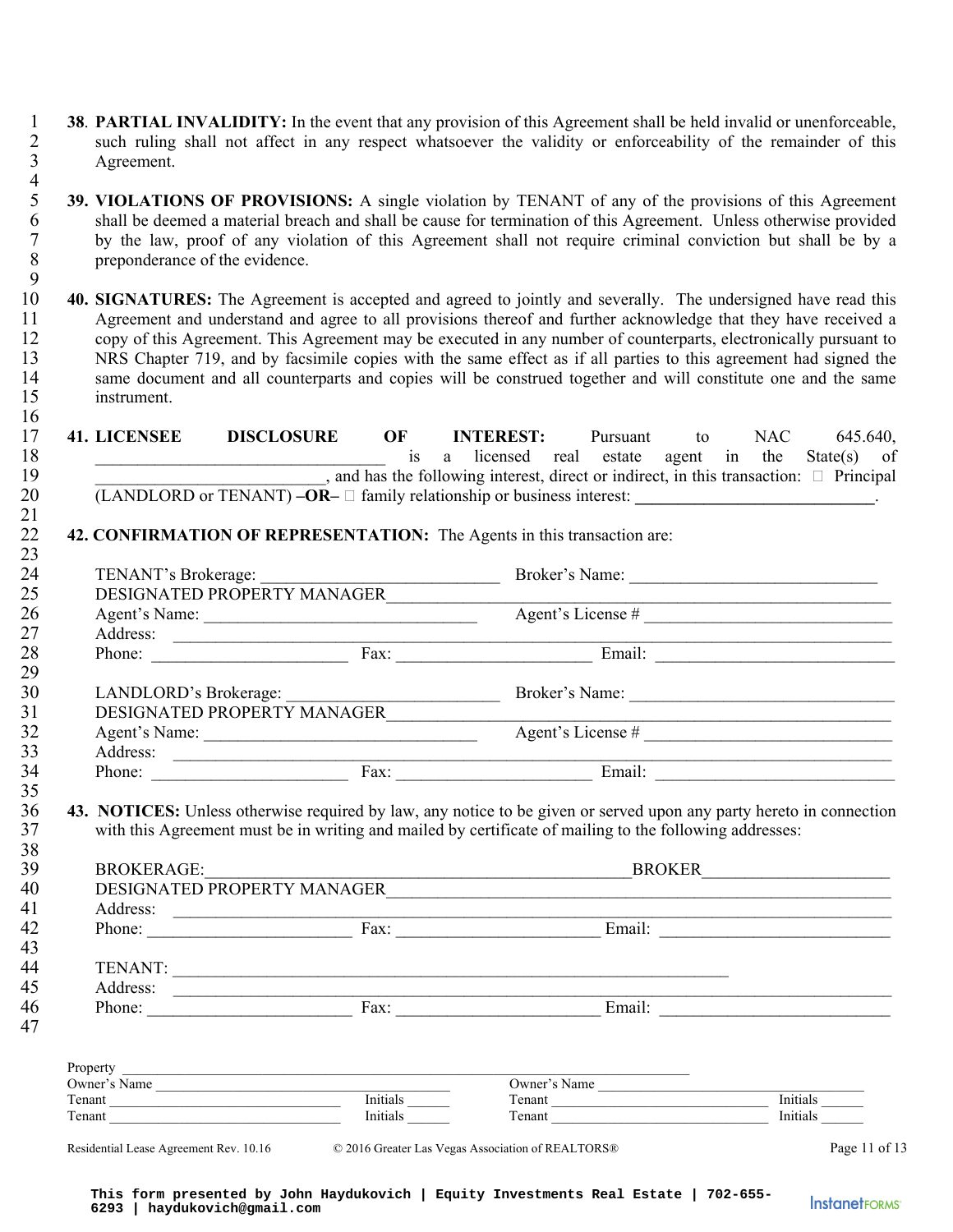**38. PARTIAL INVALIDITY:** In the event that any provision of this Agreement shall be held invalid or unenforceable, such ruling shall not affect in any respect whatsoever the validity or enforceability of the remainder of this Agreement.

**39. VIOLATIONS OF PROVISIONS:** A single violation by TENANT of any of the provisions of this Agreement shall be deemed a material breach and shall be cause for termination of this Agreement. Unless otherwise provided by the law, proof of any violation of this Agreement shall not require criminal conviction but shall be by a preponderance of the evidence.

**40. SIGNATURES:** The Agreement is accepted and agreed to jointly and severally. The undersigned have read this Agreement and understand and agree to all provisions thereof and further acknowledge that they have received a copy of this Agreement. This Agreement may be executed in any number of counterparts, electronically pursuant to NRS Chapter 719, and by facsimile copies with the same effect as if all parties to this agreement had signed the same document and all counterparts and copies will be construed together and will constitute one and the same instrument.

**41. LICENSEE DISCLOSURE OF INTEREST:** Pursuant to NAC 645.640, ______________________________ is a licensed real estate agent in the State(s) of ________________________, and has the following interest, direct or indirect, in this transaction: ☐ Principal (LANDLORD or TENANT) **–OR–** ☐ family relationship or business interest: **___________________________**.

**42. CONFIRMATION OF REPRESENTATION:** The Agents in this transaction are:

TENANT's Brokerage: ________________________ Broker's Name: __________________________
DESIGNATED PROPERTY MANAGER_____________________________________________________
Agent's Name: ____________________________ Agent's License # ___________________________
Address: _________________________________________________________________________
Phone: ____________________ Fax: ____________________ Email: _________________________

LANDLORD's Brokerage: ________________________ Broker's Name: __________________________
DESIGNATED PROPERTY MANAGER_____________________________________________________
Agent's Name: ____________________________ Agent's License # ___________________________
Address: _________________________________________________________________________
Phone: ____________________ Fax: ____________________ Email: _________________________

**43. NOTICES:** Unless otherwise required by law, any notice to be given or served upon any party hereto in connection with this Agreement must be in writing and mailed by certificate of mailing to the following addresses:

BROKERAGE:____________________________________________BROKER____________________
DESIGNATED PROPERTY MANAGER_____________________________________________________
Address: _________________________________________________________________________
Phone: ____________________ Fax: ____________________ Email: _________________________

TENANT: ________________________________________________________
Address: _________________________________________________________________________
Phone: ____________________ Fax: ____________________ Email: _________________________

Property ___________________________________________________________________
Owner's Name ______________________________ Owner's Name ______________________________
Tenant ____________________________ Initials _____ Tenant ____________________________ Initials _____
Tenant ____________________________ Initials _____ Tenant ____________________________ Initials _____

Residential Lease Agreement Rev. 10.16 © 2016 Greater Las Vegas Association of REALTORS®

This form presented by John Haydukovich | Equity Investments Real Estate | 702-655-6293 | haydukovich@gmail.com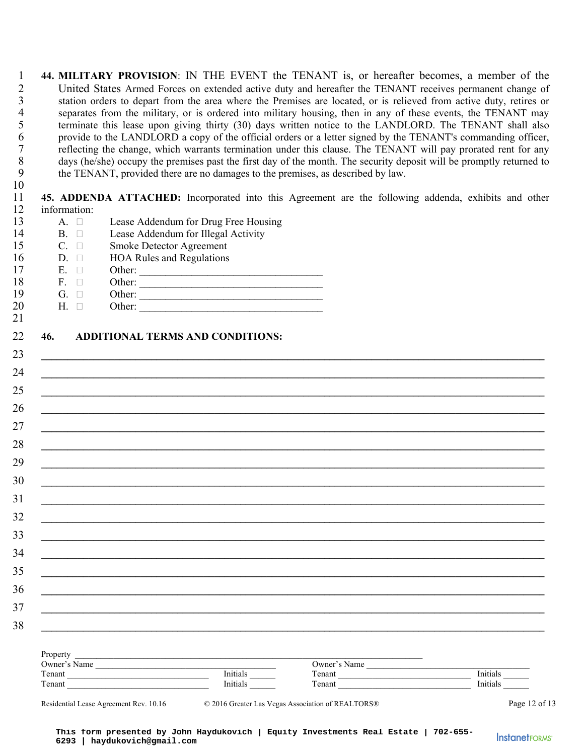**44. MILITARY PROVISION**: IN THE EVENT the TENANT is, or hereafter becomes, a member of the United States Armed Forces on extended active duty and hereafter the TENANT receives permanent change of station orders to depart from the area where the Premises are located, or is relieved from active duty, retires or separates from the military, or is ordered into military housing, then in any of these events, the TENANT may terminate this lease upon giving thirty (30) days written notice to the LANDLORD. The TENANT shall also provide to the LANDLORD a copy of the official orders or a letter signed by the TENANT's commanding officer, reflecting the change, which warrants termination under this clause. The TENANT will pay prorated rent for any days (he/she) occupy the premises past the first day of the month. The security deposit will be promptly returned to the TENANT, provided there are no damages to the premises, as described by law.

**45. ADDENDA ATTACHED:** Incorporated into this Agreement are the following addenda, exhibits and other information:

- A. ☐ Lease Addendum for Drug Free Housing
- B. ☐ Lease Addendum for Illegal Activity
- C. ☐ Smoke Detector Agreement
- D. ☐ HOA Rules and Regulations
- E. ☐ Other: ___________________________________
- F. ☐ Other: ___________________________________
- G. ☐ Other: ___________________________________
- H. ☐ Other: ___________________________________

**46. ADDITIONAL TERMS AND CONDITIONS:**

______________________________________________________________________________

______________________________________________________________________________

______________________________________________________________________________

______________________________________________________________________________

______________________________________________________________________________

______________________________________________________________________________

______________________________________________________________________________

______________________________________________________________________________

______________________________________________________________________________

______________________________________________________________________________

______________________________________________________________________________

______________________________________________________________________________

______________________________________________________________________________

______________________________________________________________________________

______________________________________________________________________________

______________________________________________________________________________

Property ______________________________________________________________________

| Owner's Name ______________________ | | Owner's Name ______________________ | |
|---|---|---|---|
| Tenant ______________________ | Initials ______ | Tenant ______________________ | Initials ______ |
| Tenant ______________________ | Initials ______ | Tenant ______________________ | Initials ______ |

Residential Lease Agreement Rev. 10.16 © 2016 Greater Las Vegas Association of REALTORS®

This form presented by John Haydukovich | Equity Investments Real Estate | 702-655-6293 | haydukovich@gmail.com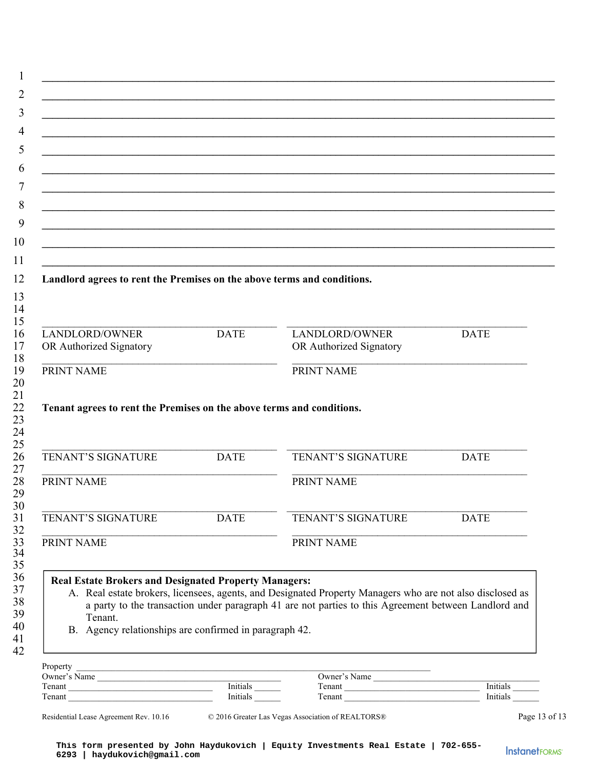\_\_\_\_\_\_\_\_\_\_\_\_\_\_\_\_\_\_\_\_\_\_\_\_\_\_\_\_\_\_\_\_\_\_\_\_\_\_\_\_\_\_\_\_\_\_\_\_\_\_\_\_\_\_\_\_\_\_\_\_\_\_\_\_\_\_\_\_\_\_\_\_\_\_\_\_

\_\_\_\_\_\_\_\_\_\_\_\_\_\_\_\_\_\_\_\_\_\_\_\_\_\_\_\_\_\_\_\_\_\_\_\_\_\_\_\_\_\_\_\_\_\_\_\_\_\_\_\_\_\_\_\_\_\_\_\_\_\_\_\_\_\_\_\_\_\_\_\_\_\_\_\_

\_\_\_\_\_\_\_\_\_\_\_\_\_\_\_\_\_\_\_\_\_\_\_\_\_\_\_\_\_\_\_\_\_\_\_\_\_\_\_\_\_\_\_\_\_\_\_\_\_\_\_\_\_\_\_\_\_\_\_\_\_\_\_\_\_\_\_\_\_\_\_\_\_\_\_\_

\_\_\_\_\_\_\_\_\_\_\_\_\_\_\_\_\_\_\_\_\_\_\_\_\_\_\_\_\_\_\_\_\_\_\_\_\_\_\_\_\_\_\_\_\_\_\_\_\_\_\_\_\_\_\_\_\_\_\_\_\_\_\_\_\_\_\_\_\_\_\_\_\_\_\_\_

\_\_\_\_\_\_\_\_\_\_\_\_\_\_\_\_\_\_\_\_\_\_\_\_\_\_\_\_\_\_\_\_\_\_\_\_\_\_\_\_\_\_\_\_\_\_\_\_\_\_\_\_\_\_\_\_\_\_\_\_\_\_\_\_\_\_\_\_\_\_\_\_\_\_\_\_

\_\_\_\_\_\_\_\_\_\_\_\_\_\_\_\_\_\_\_\_\_\_\_\_\_\_\_\_\_\_\_\_\_\_\_\_\_\_\_\_\_\_\_\_\_\_\_\_\_\_\_\_\_\_\_\_\_\_\_\_\_\_\_\_\_\_\_\_\_\_\_\_\_\_\_\_

\_\_\_\_\_\_\_\_\_\_\_\_\_\_\_\_\_\_\_\_\_\_\_\_\_\_\_\_\_\_\_\_\_\_\_\_\_\_\_\_\_\_\_\_\_\_\_\_\_\_\_\_\_\_\_\_\_\_\_\_\_\_\_\_\_\_\_\_\_\_\_\_\_\_\_\_

\_\_\_\_\_\_\_\_\_\_\_\_\_\_\_\_\_\_\_\_\_\_\_\_\_\_\_\_\_\_\_\_\_\_\_\_\_\_\_\_\_\_\_\_\_\_\_\_\_\_\_\_\_\_\_\_\_\_\_\_\_\_\_\_\_\_\_\_\_\_\_\_\_\_\_\_

\_\_\_\_\_\_\_\_\_\_\_\_\_\_\_\_\_\_\_\_\_\_\_\_\_\_\_\_\_\_\_\_\_\_\_\_\_\_\_\_\_\_\_\_\_\_\_\_\_\_\_\_\_\_\_\_\_\_\_\_\_\_\_\_\_\_\_\_\_\_\_\_\_\_\_\_

\_\_\_\_\_\_\_\_\_\_\_\_\_\_\_\_\_\_\_\_\_\_\_\_\_\_\_\_\_\_\_\_\_\_\_\_\_\_\_\_\_\_\_\_\_\_\_\_\_\_\_\_\_\_\_\_\_\_\_\_\_\_\_\_\_\_\_\_\_\_\_\_\_\_\_\_

\_\_\_\_\_\_\_\_\_\_\_\_\_\_\_\_\_\_\_\_\_\_\_\_\_\_\_\_\_\_\_\_\_\_\_\_\_\_\_\_\_\_\_\_\_\_\_\_\_\_\_\_\_\_\_\_\_\_\_\_\_\_\_\_\_\_\_\_\_\_\_\_\_\_\_\_

**Landlord agrees to rent the Premises on the above terms and conditions.**

\_\_\_\_\_\_\_\_\_\_\_\_\_\_\_\_\_\_\_\_\_\_\_\_\_\_\_\_\_\_\_\_\_\_\_\_\_\_\_\_\_
LANDLORD/OWNER DATE
OR Authorized Signatory

\_\_\_\_\_\_\_\_\_\_\_\_\_\_\_\_\_\_\_\_\_\_\_\_\_\_\_\_\_\_\_\_\_\_\_\_\_\_\_\_\_
PRINT NAME

\_\_\_\_\_\_\_\_\_\_\_\_\_\_\_\_\_\_\_\_\_\_\_\_\_\_\_\_\_\_\_\_\_\_\_\_\_\_\_\_\_
LANDLORD/OWNER DATE
OR Authorized Signatory

\_\_\_\_\_\_\_\_\_\_\_\_\_\_\_\_\_\_\_\_\_\_\_\_\_\_\_\_\_\_\_\_\_\_\_\_\_\_\_\_\_
PRINT NAME

**Tenant agrees to rent the Premises on the above terms and conditions.**

\_\_\_\_\_\_\_\_\_\_\_\_\_\_\_\_\_\_\_\_\_\_\_\_\_\_\_\_\_\_\_\_\_\_\_\_\_\_\_\_\_
TENANT'S SIGNATURE DATE

\_\_\_\_\_\_\_\_\_\_\_\_\_\_\_\_\_\_\_\_\_\_\_\_\_\_\_\_\_\_\_\_\_\_\_\_\_\_\_\_\_
PRINT NAME

\_\_\_\_\_\_\_\_\_\_\_\_\_\_\_\_\_\_\_\_\_\_\_\_\_\_\_\_\_\_\_\_\_\_\_\_\_\_\_\_\_
TENANT'S SIGNATURE DATE

\_\_\_\_\_\_\_\_\_\_\_\_\_\_\_\_\_\_\_\_\_\_\_\_\_\_\_\_\_\_\_\_\_\_\_\_\_\_\_\_\_
PRINT NAME

\_\_\_\_\_\_\_\_\_\_\_\_\_\_\_\_\_\_\_\_\_\_\_\_\_\_\_\_\_\_\_\_\_\_\_\_\_\_\_\_\_
TENANT'S SIGNATURE DATE

\_\_\_\_\_\_\_\_\_\_\_\_\_\_\_\_\_\_\_\_\_\_\_\_\_\_\_\_\_\_\_\_\_\_\_\_\_\_\_\_\_
PRINT NAME

\_\_\_\_\_\_\_\_\_\_\_\_\_\_\_\_\_\_\_\_\_\_\_\_\_\_\_\_\_\_\_\_\_\_\_\_\_\_\_\_\_
TENANT'S SIGNATURE DATE

\_\_\_\_\_\_\_\_\_\_\_\_\_\_\_\_\_\_\_\_\_\_\_\_\_\_\_\_\_\_\_\_\_\_\_\_\_\_\_\_\_
PRINT NAME

**Real Estate Brokers and Designated Property Managers:**

A. Real estate brokers, licensees, agents, and Designated Property Managers who are not also disclosed as a party to the transaction under paragraph 41 are not parties to this Agreement between Landlord and Tenant.

B. Agency relationships are confirmed in paragraph 42.

Property \_\_\_\_\_\_\_\_\_\_\_\_\_\_\_\_\_\_\_\_\_\_\_\_\_\_\_\_\_\_\_\_\_\_\_\_\_\_\_\_\_\_\_\_\_\_\_\_\_\_\_\_\_\_\_\_
Owner's Name \_\_\_\_\_\_\_\_\_\_\_\_\_\_\_\_\_\_\_\_\_\_\_\_\_\_\_\_ Owner's Name \_\_\_\_\_\_\_\_\_\_\_\_\_\_\_\_\_\_\_\_\_\_\_\_\_\_\_\_
Tenant \_\_\_\_\_\_\_\_\_\_\_\_\_\_\_\_\_\_\_\_\_\_\_\_\_\_\_\_ Initials \_\_\_\_\_\_ Tenant \_\_\_\_\_\_\_\_\_\_\_\_\_\_\_\_\_\_\_\_\_\_\_\_\_\_\_\_ Initials \_\_\_\_\_\_
Tenant \_\_\_\_\_\_\_\_\_\_\_\_\_\_\_\_\_\_\_\_\_\_\_\_\_\_\_\_ Initials \_\_\_\_\_\_ Tenant \_\_\_\_\_\_\_\_\_\_\_\_\_\_\_\_\_\_\_\_\_\_\_\_\_\_\_\_ Initials \_\_\_\_\_\_